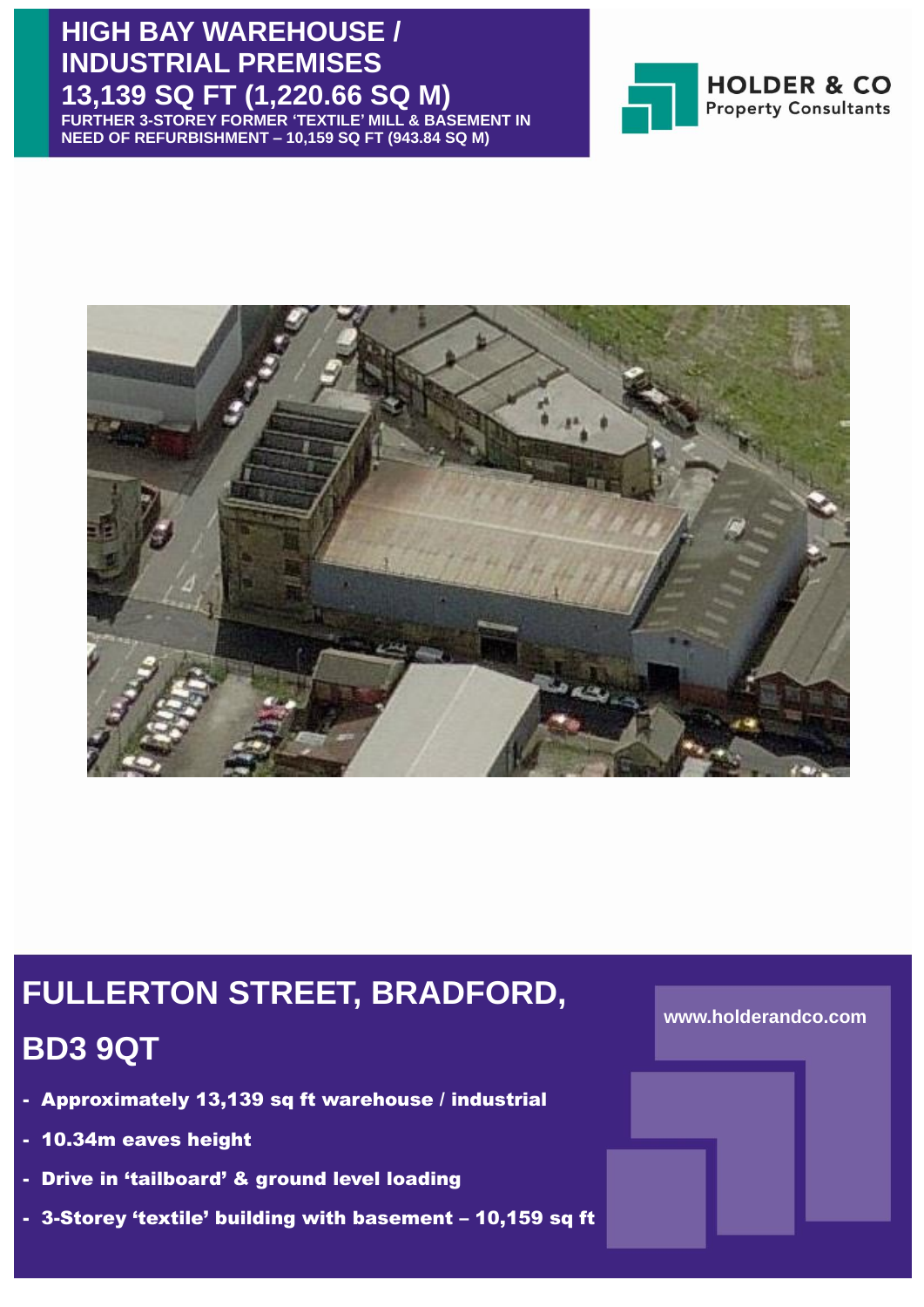# HIGH BAY WAREHOUSE / INDUSTRIAL PREMISES

## 13,139 SQ FT (1,220.66 SQ M)

**FURTHER 3-STOREY FORMER 'TEXTILE' MILL & BASEMENT IN NEED OF REFURBISHMENT – 10,159 SQ FT (943.84 SQ M)**

**HOLDER & CO**
Property Consultants

# FULLERTON STREET, BRADFORD, BD3 9QT

- **Approximately 13,139 sq ft warehouse / industrial**
- **10.34m eaves height**
- **Drive in 'tailboard' & ground level loading**
- **3-Storey 'textile' building with basement – 10,159 sq ft**

www.holderandco.com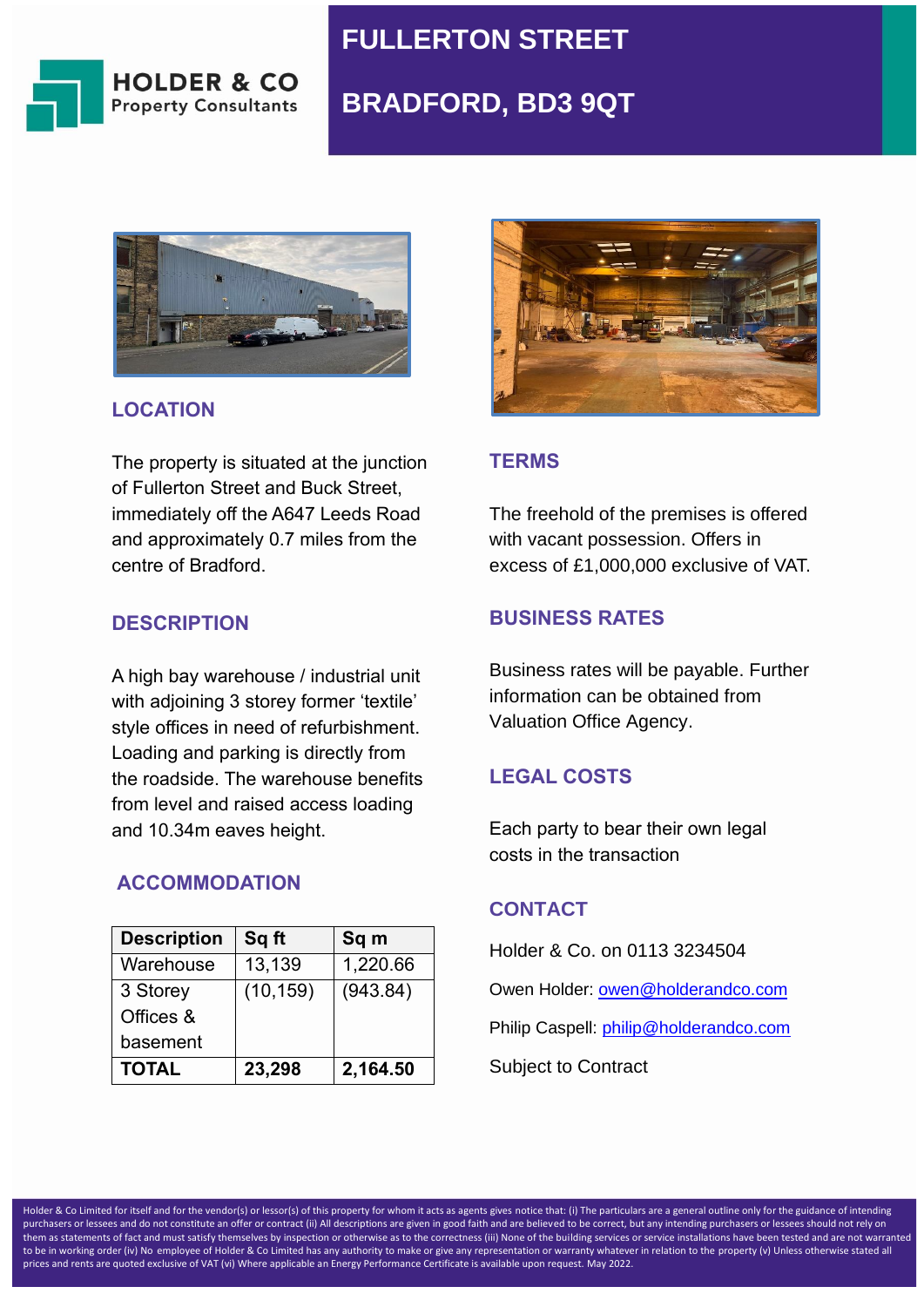# FULLERTON STREET

# BRADFORD, BD3 9QT

## LOCATION

The property is situated at the junction of Fullerton Street and Buck Street, immediately off the A647 Leeds Road and approximately 0.7 miles from the centre of Bradford.

## DESCRIPTION

A high bay warehouse / industrial unit with adjoining 3 storey former 'textile' style offices in need of refurbishment. Loading and parking is directly from the roadside. The warehouse benefits from level and raised access loading and 10.34m eaves height.

## ACCOMMODATION

| Description | Sq ft | Sq m |
|---|---|---|
| Warehouse | 13,139 | 1,220.66 |
| 3 Storey Offices & basement | (10,159) | (943.84) |
| **TOTAL** | **23,298** | **2,164.50** |

## TERMS

The freehold of the premises is offered with vacant possession. Offers in excess of £1,000,000 exclusive of VAT.

## BUSINESS RATES

Business rates will be payable. Further information can be obtained from Valuation Office Agency.

## LEGAL COSTS

Each party to bear their own legal costs in the transaction

## CONTACT

Holder & Co. on 0113 3234504

Owen Holder: owen@holderandco.com

Philip Caspell: philip@holderandco.com

Subject to Contract

Holder & Co Limited for itself and for the vendor(s) or lessor(s) of this property for whom it acts as agents gives notice that: (i) The particulars are a general outline only for the guidance of intending purchasers or lessees and do not constitute an offer or contract (ii) All descriptions are given in good faith and are believed to be correct, but any intending purchasers or lessees should not rely on them as statements of fact and must satisfy themselves by inspection or otherwise as to the correctness (iii) None of the building services or service installations have been tested and are not warranted to be in working order (iv) No employee of Holder & Co Limited has any authority to make or give any representation or warranty whatever in relation to the property (v) Unless otherwise stated all prices and rents are quoted exclusive of VAT (vi) Where applicable an Energy Performance Certificate is available upon request. May 2022.